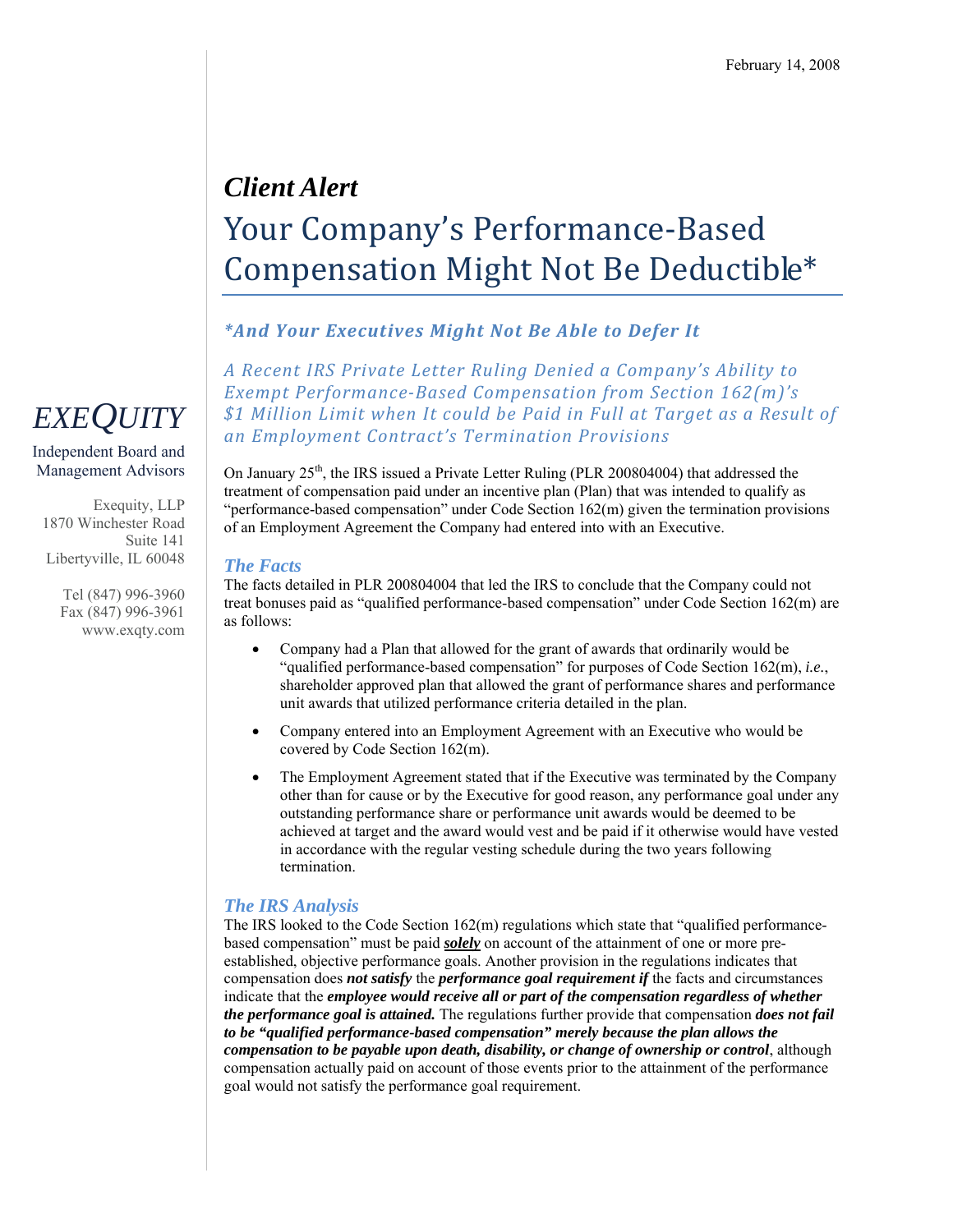February 14, 2008

***Client Alert***

# Your Company's Performance-Based Compensation Might Not Be Deductible*

### *\*And Your Executives Might Not Be Able to Defer It*

### *A Recent IRS Private Letter Ruling Denied a Company's Ability to Exempt Performance-Based Compensation from Section 162(m)'s $1 Million Limit when It could be Paid in Full at Target as a Result of an Employment Contract's Termination Provisions*

*EXEQUITY*

Independent Board and Management Advisors

Exequity, LLP
1870 Winchester Road
Suite 141
Libertyville, IL 60048

Tel (847) 996-3960
Fax (847) 996-3961
www.exqty.com

On January 25th, the IRS issued a Private Letter Ruling (PLR 200804004) that addressed the treatment of compensation paid under an incentive plan (Plan) that was intended to qualify as "performance-based compensation" under Code Section 162(m) given the termination provisions of an Employment Agreement the Company had entered into with an Executive.

## *The Facts*

The facts detailed in PLR 200804004 that led the IRS to conclude that the Company could not treat bonuses paid as "qualified performance-based compensation" under Code Section 162(m) are as follows:

- Company had a Plan that allowed for the grant of awards that ordinarily would be "qualified performance-based compensation" for purposes of Code Section 162(m), *i.e.*, shareholder approved plan that allowed the grant of performance shares and performance unit awards that utilized performance criteria detailed in the plan.
- Company entered into an Employment Agreement with an Executive who would be covered by Code Section 162(m).
- The Employment Agreement stated that if the Executive was terminated by the Company other than for cause or by the Executive for good reason, any performance goal under any outstanding performance share or performance unit awards would be deemed to be achieved at target and the award would vest and be paid if it otherwise would have vested in accordance with the regular vesting schedule during the two years following termination.

## *The IRS Analysis*

The IRS looked to the Code Section 162(m) regulations which state that "qualified performance-based compensation" must be paid ***solely*** on account of the attainment of one or more pre-established, objective performance goals. Another provision in the regulations indicates that compensation does ***not satisfy*** the ***performance goal requirement if*** the facts and circumstances indicate that the ***employee would receive all or part of the compensation regardless of whether the performance goal is attained.*** The regulations further provide that compensation ***does not fail to be "qualified performance-based compensation" merely because the plan allows the compensation to be payable upon death, disability, or change of ownership or control***, although compensation actually paid on account of those events prior to the attainment of the performance goal would not satisfy the performance goal requirement.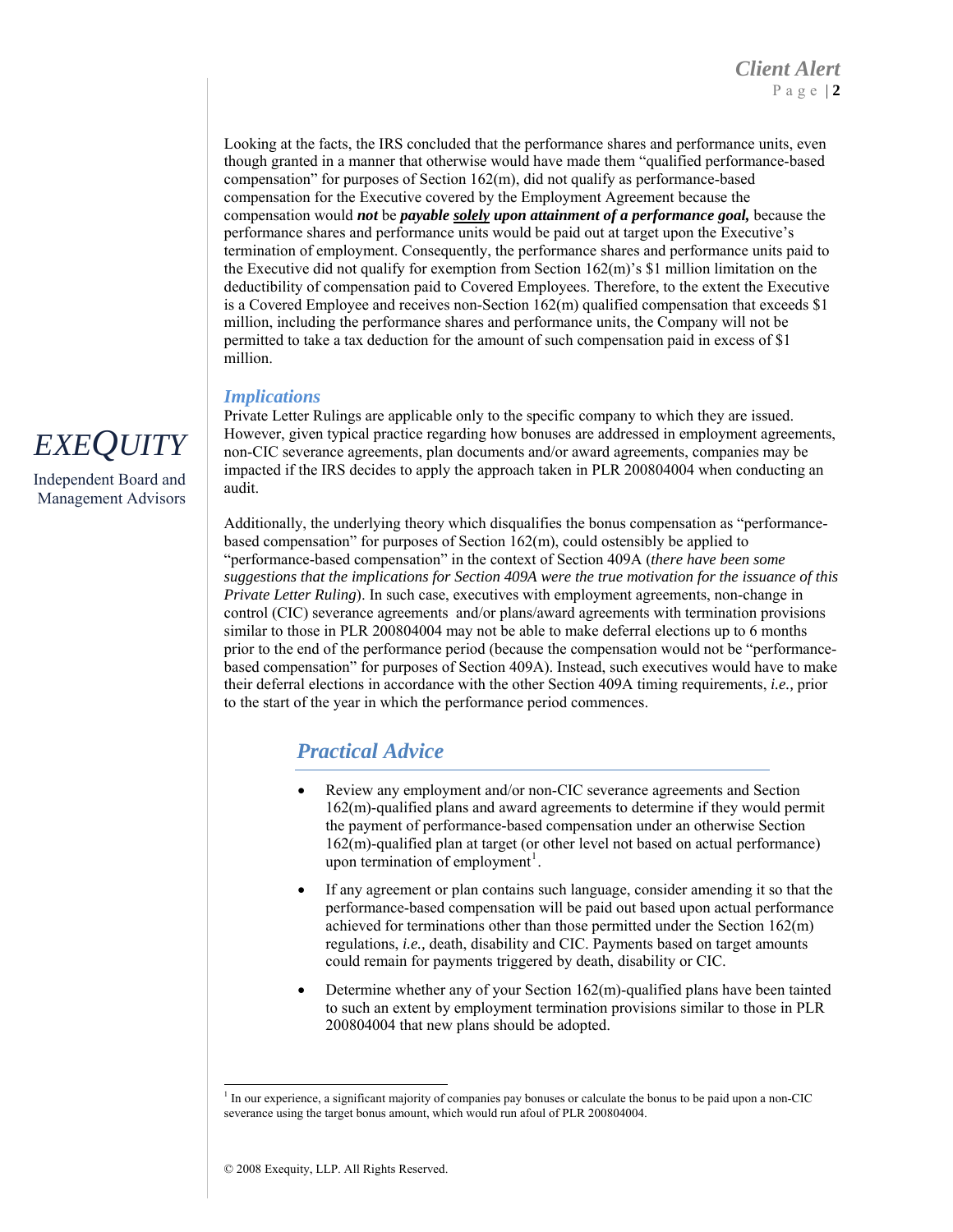Looking at the facts, the IRS concluded that the performance shares and performance units, even though granted in a manner that otherwise would have made them "qualified performance-based compensation" for purposes of Section 162(m), did not qualify as performance-based compensation for the Executive covered by the Employment Agreement because the compensation would ***not*** be ***payable <u>solely</u> upon attainment of a performance goal,*** because the performance shares and performance units would be paid out at target upon the Executive's termination of employment. Consequently, the performance shares and performance units paid to the Executive did not qualify for exemption from Section 162(m)'s $1 million limitation on the deductibility of compensation paid to Covered Employees. Therefore, to the extent the Executive is a Covered Employee and receives non-Section 162(m) qualified compensation that exceeds $1 million, including the performance shares and performance units, the Company will not be permitted to take a tax deduction for the amount of such compensation paid in excess of $1 million.

### *Implications*

Private Letter Rulings are applicable only to the specific company to which they are issued. However, given typical practice regarding how bonuses are addressed in employment agreements, non-CIC severance agreements, plan documents and/or award agreements, companies may be impacted if the IRS decides to apply the approach taken in PLR 200804004 when conducting an audit.

Additionally, the underlying theory which disqualifies the bonus compensation as "performance-based compensation" for purposes of Section 162(m), could ostensibly be applied to "performance-based compensation" in the context of Section 409A (*there have been some suggestions that the implications for Section 409A were the true motivation for the issuance of this Private Letter Ruling*). In such case, executives with employment agreements, non-change in control (CIC) severance agreements and/or plans/award agreements with termination provisions similar to those in PLR 200804004 may not be able to make deferral elections up to 6 months prior to the end of the performance period (because the compensation would not be "performance-based compensation" for purposes of Section 409A). Instead, such executives would have to make their deferral elections in accordance with the other Section 409A timing requirements, *i.e.,* prior to the start of the year in which the performance period commences.

## *Practical Advice*

- Review any employment and/or non-CIC severance agreements and Section 162(m)-qualified plans and award agreements to determine if they would permit the payment of performance-based compensation under an otherwise Section 162(m)-qualified plan at target (or other level not based on actual performance) upon termination of employment[1].
- If any agreement or plan contains such language, consider amending it so that the performance-based compensation will be paid out based upon actual performance achieved for terminations other than those permitted under the Section 162(m) regulations, *i.e.,* death, disability and CIC. Payments based on target amounts could remain for payments triggered by death, disability or CIC.
- Determine whether any of your Section 162(m)-qualified plans have been tainted to such an extent by employment termination provisions similar to those in PLR 200804004 that new plans should be adopted.

[1] In our experience, a significant majority of companies pay bonuses or calculate the bonus to be paid upon a non-CIC severance using the target bonus amount, which would run afoul of PLR 200804004.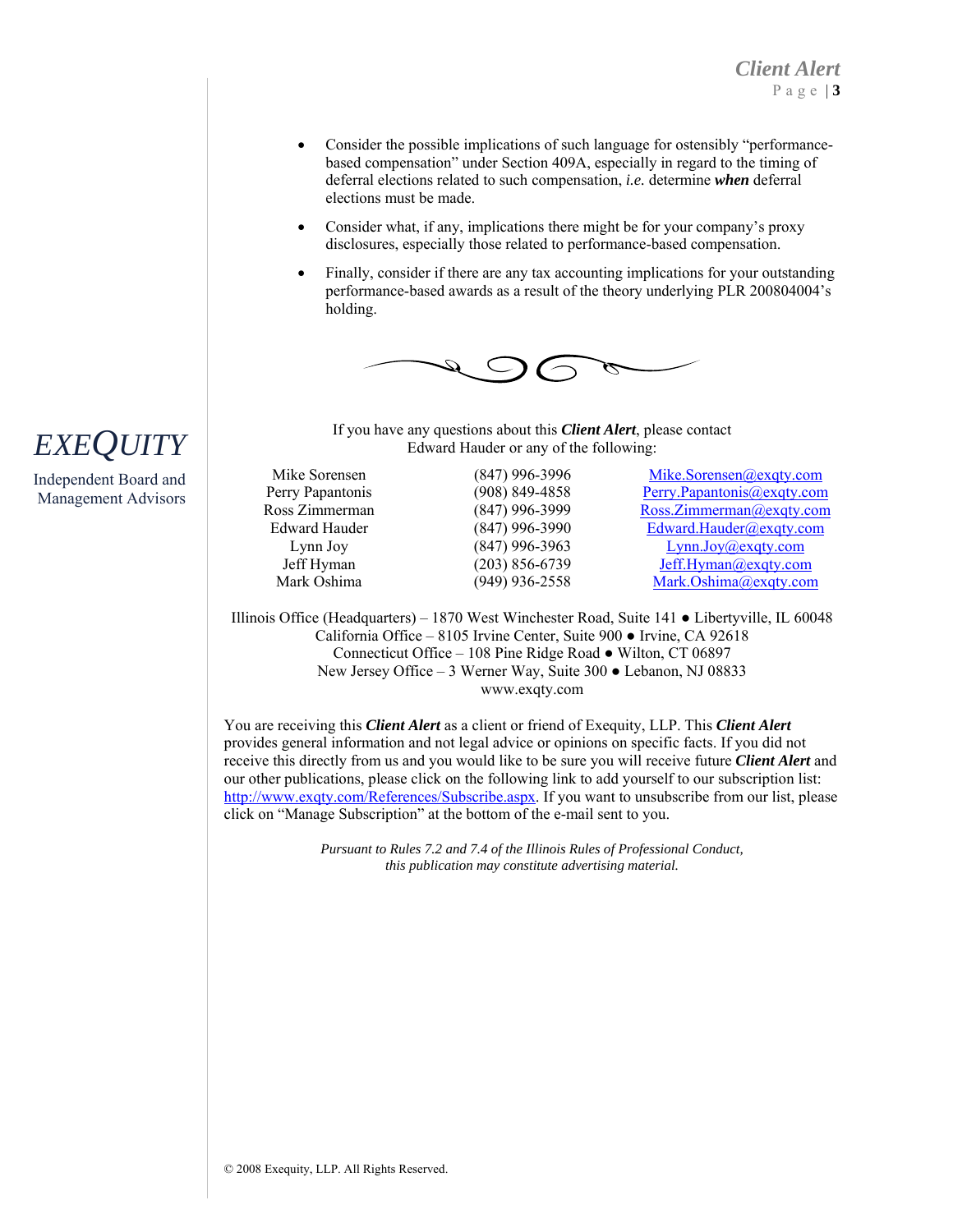- Consider the possible implications of such language for ostensibly "performance-based compensation" under Section 409A, especially in regard to the timing of deferral elections related to such compensation, *i.e.* determine ***when*** deferral elections must be made.
- Consider what, if any, implications there might be for your company's proxy disclosures, especially those related to performance-based compensation.
- Finally, consider if there are any tax accounting implications for your outstanding performance-based awards as a result of the theory underlying PLR 200804004's holding.

*EXEQUITY*

Independent Board and Management Advisors

If you have any questions about this ***Client Alert***, please contact Edward Hauder or any of the following:

| | | |
|---|---|---|
| Mike Sorensen | (847) 996-3996 | Mike.Sorensen@exqty.com |
| Perry Papantonis | (908) 849-4858 | Perry.Papantonis@exqty.com |
| Ross Zimmerman | (847) 996-3999 | Ross.Zimmerman@exqty.com |
| Edward Hauder | (847) 996-3990 | Edward.Hauder@exqty.com |
| Lynn Joy | (847) 996-3963 | Lynn.Joy@exqty.com |
| Jeff Hyman | (203) 856-6739 | Jeff.Hyman@exqty.com |
| Mark Oshima | (949) 936-2558 | Mark.Oshima@exqty.com |

Illinois Office (Headquarters) – 1870 West Winchester Road, Suite 141 ● Libertyville, IL 60048
California Office – 8105 Irvine Center, Suite 900 ● Irvine, CA 92618
Connecticut Office – 108 Pine Ridge Road ● Wilton, CT 06897
New Jersey Office – 3 Werner Way, Suite 300 ● Lebanon, NJ 08833
www.exqty.com

You are receiving this ***Client Alert*** as a client or friend of Exequity, LLP. This ***Client Alert*** provides general information and not legal advice or opinions on specific facts. If you did not receive this directly from us and you would like to be sure you will receive future ***Client Alert*** and our other publications, please click on the following link to add yourself to our subscription list: http://www.exqty.com/References/Subscribe.aspx. If you want to unsubscribe from our list, please click on "Manage Subscription" at the bottom of the e-mail sent to you.

*Pursuant to Rules 7.2 and 7.4 of the Illinois Rules of Professional Conduct, this publication may constitute advertising material.*

© 2008 Exequity, LLP. All Rights Reserved.